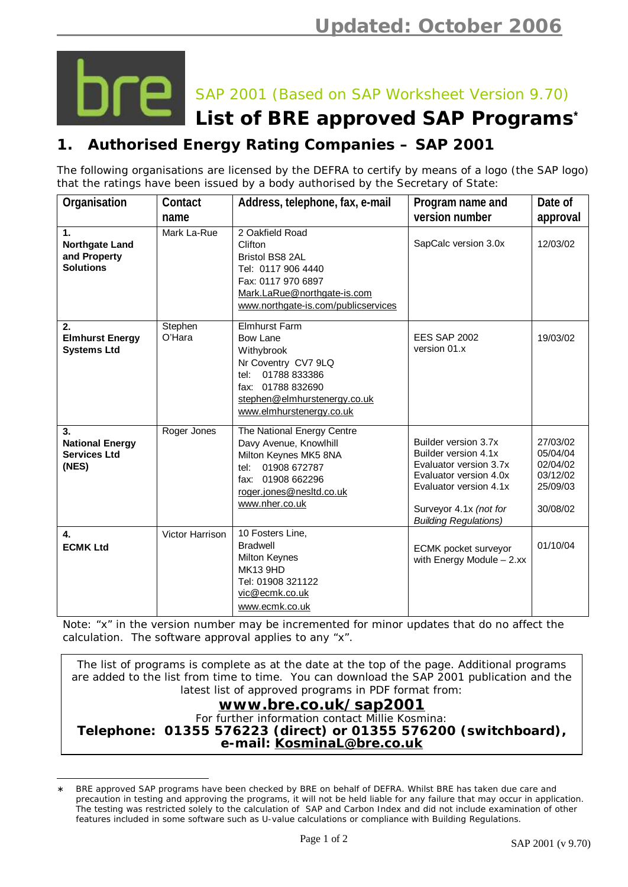**Updated: October 2006**

SAP 2001 (Based on SAP Worksheet Version 9.70)

# List of BRE approved SAP Programs[*]

## 1. Authorised Energy Rating Companies – SAP 2001

The following organisations are licensed by the DEFRA to certify by means of a logo (the SAP logo) that the ratings have been issued by a body authorised by the Secretary of State:

| Organisation | Contact name | Address, telephone, fax, e-mail | Program name and version number | Date of approval |
|---|---|---|---|---|
| **1. Northgate Land and Property Solutions** | Mark La-Rue | 2 Oakfield Road<br>Clifton<br>Bristol BS8 2AL<br>Tel: 0117 906 4440<br>Fax: 0117 970 6897<br>Mark.LaRue@northgate-is.com<br>www.northgate-is.com/publicservices | SapCalc version 3.0x | 12/03/02 |
| **2. Elmhurst Energy Systems Ltd** | Stephen O'Hara | Elmhurst Farm<br>Bow Lane<br>Withybrook<br>Nr Coventry CV7 9LQ<br>tel: 01788 833386<br>fax: 01788 832690<br>stephen@elmhurstenergy.co.uk<br>www.elmhurstenergy.co.uk | EES SAP 2002 version 01.x | 19/03/02 |
| **3. National Energy Services Ltd (NES)** | Roger Jones | The National Energy Centre<br>Davy Avenue, Knowlhill<br>Milton Keynes MK5 8NA<br>tel: 01908 672787<br>fax: 01908 662296<br>roger.jones@nesltd.co.uk<br>www.nher.co.uk | Builder version 3.7x<br>Builder version 4.1x<br>Evaluator version 3.7x<br>Evaluator version 4.0x<br>Evaluator version 4.1x<br><br>Surveyor 4.1x *(not for Building Regulations)* | 27/03/02<br>05/04/04<br>02/04/02<br>03/12/02<br>25/09/03<br><br>30/08/02 |
| **4. ECMK Ltd** | Victor Harrison | 10 Fosters Line,<br>Bradwell<br>Milton Keynes<br>MK13 9HD<br>Tel: 01908 321122<br>vic@ecmk.co.uk<br>www.ecmk.co.uk | ECMK pocket surveyor with Energy Module – 2.xx | 01/10/04 |

Note: "x" in the version number may be incremented for minor updates that do no affect the calculation. The software approval applies to any "x".

The list of programs is complete as at the date at the top of the page. Additional programs are added to the list from time to time. You can download the SAP 2001 publication and the latest list of approved programs in PDF format from:

**www.bre.co.uk/sap2001**

For further information contact Millie Kosmina:

**Telephone: 01355 576223 (direct) or 01355 576200 (switchboard), e-mail: KosminaL@bre.co.uk**

---

[*] BRE approved SAP programs have been checked by BRE on behalf of DEFRA. Whilst BRE has taken due care and precaution in testing and approving the programs, it will not be held liable for any failure that may occur in application. The testing was restricted solely to the calculation of SAP and Carbon Index and did not include examination of other features included in some software such as U-value calculations or compliance with Building Regulations.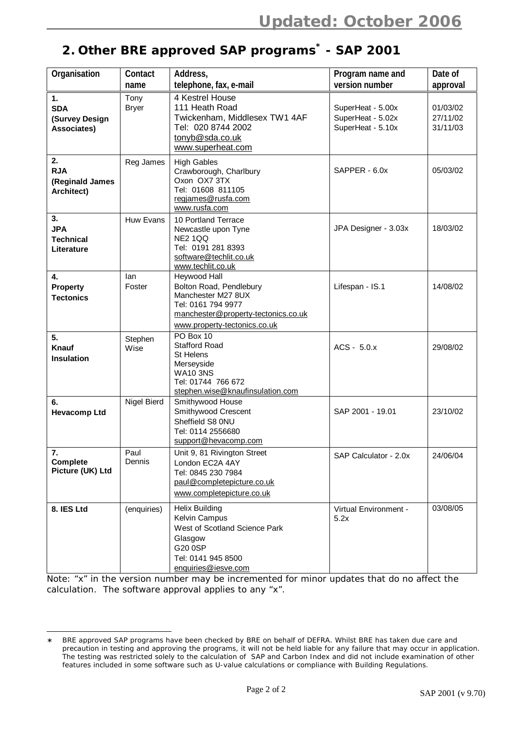Updated: October 2006

## 2. Other BRE approved SAP programs[∗] - SAP 2001

| Organisation | Contact name | Address, telephone, fax, e-mail | Program name and version number | Date of approval |
|---|---|---|---|---|
| **1. SDA (Survey Design Associates)** | Tony Bryer | 4 Kestrel House<br>111 Heath Road<br>Twickenham, Middlesex TW1 4AF<br>Tel: 020 8744 2002<br>tonyb@sda.co.uk<br>www.superheat.com | SuperHeat - 5.00x<br>SuperHeat - 5.02x<br>SuperHeat - 5.10x | 01/03/02<br>27/11/02<br>31/11/03 |
| **2. RJA (Reginald James Architect)** | Reg James | High Gables<br>Crawborough, Charlbury<br>Oxon OX7 3TX<br>Tel: 01608 811105<br>regjames@rusfa.com<br>www.rusfa.com | SAPPER - 6.0x | 05/03/02 |
| **3. JPA Technical Literature** | Huw Evans | 10 Portland Terrace<br>Newcastle upon Tyne<br>NE2 1QQ<br>Tel: 0191 281 8393<br>software@techlit.co.uk<br>www.techlit.co.uk | JPA Designer - 3.03x | 18/03/02 |
| **4. Property Tectonics** | Ian Foster | Heywood Hall<br>Bolton Road, Pendlebury<br>Manchester M27 8UX<br>Tel: 0161 794 9977<br>manchester@property-tectonics.co.uk<br>www.property-tectonics.co.uk | Lifespan - IS.1 | 14/08/02 |
| **5. Knauf Insulation** | Stephen Wise | PO Box 10<br>Stafford Road<br>St Helens<br>Merseyside<br>WA10 3NS<br>Tel: 01744 766 672<br>stephen.wise@knaufinsulation.com | ACS - 5.0.x | 29/08/02 |
| **6. Hevacomp Ltd** | Nigel Bierd | Smithywood House<br>Smithywood Crescent<br>Sheffield S8 0NU<br>Tel: 0114 2556680<br>support@hevacomp.com | SAP 2001 - 19.01 | 23/10/02 |
| **7. Complete Picture (UK) Ltd** | Paul Dennis | Unit 9, 81 Rivington Street<br>London EC2A 4AY<br>Tel: 0845 230 7984<br>paul@completepicture.co.uk<br>www.completepicture.co.uk | SAP Calculator - 2.0x | 24/06/04 |
| **8. IES Ltd** | (enquiries) | Helix Building<br>Kelvin Campus<br>West of Scotland Science Park<br>Glasgow<br>G20 0SP<br>Tel: 0141 945 8500<br>enquiries@iesve.com | Virtual Environment - 5.2x | 03/08/05 |

Note: "x" in the version number may be incremented for minor updates that do no affect the calculation. The software approval applies to any "x".

∗ BRE approved SAP programs have been checked by BRE on behalf of DEFRA. Whilst BRE has taken due care and precaution in testing and approving the programs, it will not be held liable for any failure that may occur in application. The testing was restricted solely to the calculation of SAP and Carbon Index and did not include examination of other features included in some software such as U-value calculations or compliance with Building Regulations.